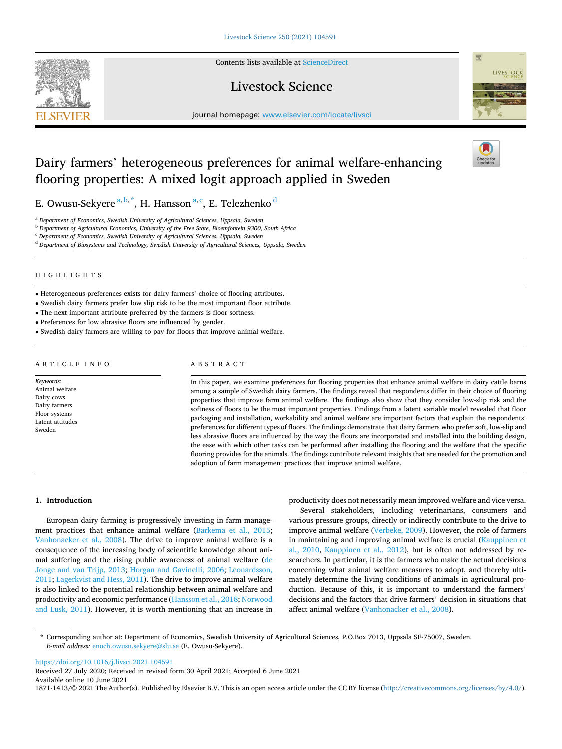# Dairy farmers' heterogeneous preferences for animal welfare-enhancing flooring properties: A mixed logit approach applied in Sweden

E. Owusu-Sekyere [a,b,*], H. Hansson [a,c], E. Telezhenko [d]

[a] Department of Economics, Swedish University of Agricultural Sciences, Uppsala, Sweden
[b] Department of Agricultural Economics, University of the Free State, Bloemfontein 9300, South Africa
[c] Department of Economics, Swedish University of Agricultural Sciences, Uppsala, Sweden
[d] Department of Biosystems and Technology, Swedish University of Agricultural Sciences, Uppsala, Sweden

## HIGHLIGHTS

- Heterogeneous preferences exists for dairy farmers' choice of flooring attributes.
- Swedish dairy farmers prefer low slip risk to be the most important floor attribute.
- The next important attribute preferred by the farmers is floor softness.
- Preferences for low abrasive floors are influenced by gender.
- Swedish dairy farmers are willing to pay for floors that improve animal welfare.

## ARTICLE INFO

*Keywords:*
Animal welfare
Dairy cows
Dairy farmers
Floor systems
Latent attitudes
Sweden

## ABSTRACT

In this paper, we examine preferences for flooring properties that enhance animal welfare in dairy cattle barns among a sample of Swedish dairy farmers. The findings reveal that respondents differ in their choice of flooring properties that improve farm animal welfare. The findings also show that they consider low-slip risk and the softness of floors to be the most important properties. Findings from a latent variable model revealed that floor packaging and installation, workability and animal welfare are important factors that explain the respondents' preferences for different types of floors. The findings demonstrate that dairy farmers who prefer soft, low-slip and less abrasive floors are influenced by the way the floors are incorporated and installed into the building design, the ease with which other tasks can be performed after installing the flooring and the welfare that the specific flooring provides for the animals. The findings contribute relevant insights that are needed for the promotion and adoption of farm management practices that improve animal welfare.

## 1. Introduction

European dairy farming is progressively investing in farm management practices that enhance animal welfare (Barkema et al., 2015; Vanhonacker et al., 2008). The drive to improve animal welfare is a consequence of the increasing body of scientific knowledge about animal suffering and the rising public awareness of animal welfare (de Jonge and van Trijp, 2013; Horgan and Gavinelli, 2006; Leonardsson, 2011; Lagerkvist and Hess, 2011). The drive to improve animal welfare is also linked to the potential relationship between animal welfare and productivity and economic performance (Hansson et al., 2018; Norwood and Lusk, 2011). However, it is worth mentioning that an increase in productivity does not necessarily mean improved welfare and vice versa.

Several stakeholders, including veterinarians, consumers and various pressure groups, directly or indirectly contribute to the drive to improve animal welfare (Verbeke, 2009). However, the role of farmers in maintaining and improving animal welfare is crucial (Kauppinen et al., 2010, Kauppinen et al., 2012), but is often not addressed by researchers. In particular, it is the farmers who make the actual decisions concerning what animal welfare measures to adopt, and thereby ultimately determine the living conditions of animals in agricultural production. Because of this, it is important to understand the farmers' decisions and the factors that drive farmers' decision in situations that affect animal welfare (Vanhonacker et al., 2008).

\* Corresponding author at: Department of Economics, Swedish University of Agricultural Sciences, P.O.Box 7013, Uppsala SE-75007, Sweden.
*E-mail address:* enoch.owusu.sekyere@slu.se (E. Owusu-Sekyere).

https://doi.org/10.1016/j.livsci.2021.104591
Received 27 July 2020; Received in revised form 30 April 2021; Accepted 6 June 2021
Available online 10 June 2021
1871-1413/© 2021 The Author(s). Published by Elsevier B.V. This is an open access article under the CC BY license (http://creativecommons.org/licenses/by/4.0/).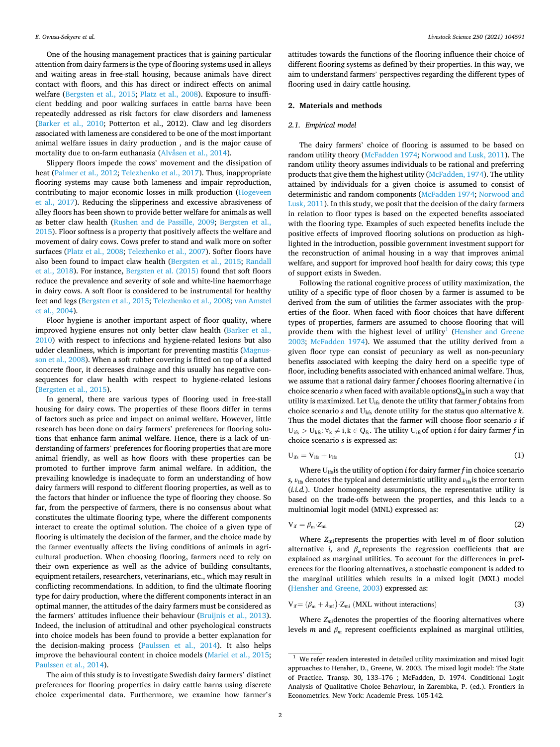One of the housing management practices that is gaining particular attention from dairy farmers is the type of flooring systems used in alleys and waiting areas in free-stall housing, because animals have direct contact with floors, and this has direct or indirect effects on animal welfare (Bergsten et al., 2015; Platz et al., 2008). Exposure to insufficient bedding and poor walking surfaces in cattle barns have been repeatedly addressed as risk factors for claw disorders and lameness (Barker et al., 2010; Potterton et al., 2012). Claw and leg disorders associated with lameness are considered to be one of the most important animal welfare issues in dairy production , and is the major cause of mortality due to on-farm euthanasia (Alvåsen et al., 2014).

Slippery floors impede the cows' movement and the dissipation of heat (Palmer et al., 2012; Telezhenko et al., 2017). Thus, inappropriate flooring systems may cause both lameness and impair reproduction, contributing to major economic losses in milk production (Hogeveen et al., 2017). Reducing the slipperiness and excessive abrasiveness of alley floors has been shown to provide better welfare for animals as well as better claw health (Rushen and de Passille, 2009; Bergsten et al., 2015). Floor softness is a property that positively affects the welfare and movement of dairy cows. Cows prefer to stand and walk more on softer surfaces (Platz et al., 2008; Telezhenko et al., 2007). Softer floors have also been found to impact claw health (Bergsten et al., 2015; Randall et al., 2018). For instance, Bergsten et al. (2015) found that soft floors reduce the prevalence and severity of sole and white-line haemorrhage in dairy cows. A soft floor is considered to be instrumental for healthy feet and legs (Bergsten et al., 2015; Telezhenko et al., 2008; van Amstel et al., 2004).

Floor hygiene is another important aspect of floor quality, where improved hygiene ensures not only better claw health (Barker et al., 2010) with respect to infections and hygiene-related lesions but also udder cleanliness, which is important for preventing mastitis (Magnusson et al., 2008). When a soft rubber covering is fitted on top of a slatted concrete floor, it decreases drainage and this usually has negative consequences for claw health with respect to hygiene-related lesions (Bergsten et al., 2015).

In general, there are various types of flooring used in free-stall housing for dairy cows. The properties of these floors differ in terms of factors such as price and impact on animal welfare. However, little research has been done on dairy farmers' preferences for flooring solutions that enhance farm animal welfare. Hence, there is a lack of understanding of farmers' preferences for flooring properties that are more animal friendly, as well as how floors with these properties can be promoted to further improve farm animal welfare. In addition, the prevailing knowledge is inadequate to form an understanding of how dairy farmers will respond to different flooring properties, as well as to the factors that hinder or influence the type of flooring they choose. So far, from the perspective of farmers, there is no consensus about what constitutes the ultimate flooring type, where the different components interact to create the optimal solution. The choice of a given type of flooring is ultimately the decision of the farmer, and the choice made by the farmer eventually affects the living conditions of animals in agricultural production. When choosing flooring, farmers need to rely on their own experience as well as the advice of building consultants, equipment retailers, researchers, veterinarians, etc., which may result in conflicting recommendations. In addition, to find the ultimate flooring type for dairy production, where the different components interact in an optimal manner, the attitudes of the dairy farmers must be considered as the farmers' attitudes influence their behaviour (Bruijnis et al., 2013). Indeed, the inclusion of attitudinal and other psychological constructs into choice models has been found to provide a better explanation for the decision-making process (Paulssen et al., 2014). It also helps improve the behavioural content in choice models (Mariel et al., 2015; Paulssen et al., 2014).

The aim of this study is to investigate Swedish dairy farmers' distinct preferences for flooring properties in dairy cattle barns using discrete choice experimental data. Furthermore, we examine how farmer's attitudes towards the functions of the flooring influence their choice of different flooring systems as defined by their properties. In this way, we aim to understand farmers' perspectives regarding the different types of flooring used in dairy cattle housing.

## 2. Materials and methods

### 2.1. Empirical model

The dairy farmers' choice of flooring is assumed to be based on random utility theory (McFadden 1974; Norwood and Lusk, 2011). The random utility theory assumes individuals to be rational and preferring products that give them the highest utility (McFadden, 1974). The utility attained by individuals for a given choice is assumed to consist of deterministic and random components (McFadden 1974; Norwood and Lusk, 2011). In this study, we posit that the decision of the dairy farmers in relation to floor types is based on the expected benefits associated with the flooring type. Examples of such expected benefits include the positive effects of improved flooring solutions on production as highlighted in the introduction, possible government investment support for the reconstruction of animal housing in a way that improves animal welfare, and support for improved hoof health for dairy cows; this type of support exists in Sweden.

Following the rational cognitive process of utility maximization, the utility of a specific type of floor chosen by a farmer is assumed to be derived from the sum of utilities the farmer associates with the properties of the floor. When faced with floor choices that have different types of properties, farmers are assumed to choose flooring that will provide them with the highest level of utility[1] (Hensher and Greene 2003; McFadden 1974). We assumed that the utility derived from a given floor type can consist of pecuniary as well as non-pecuniary benefits associated with keeping the dairy herd on a specific type of floor, including benefits associated with enhanced animal welfare. Thus, we assume that a rational dairy farmer $f$ chooses flooring alternative $i$ in choice scenario $s$ when faced with available options$Q_{fs}$in such a way that utility is maximized. Let $U_{ifs}$ denote the utility that farmer $f$ obtains from choice scenario $s$ and $U_{kfs}$ denote utility for the status quo alternative $k$. Thus the model dictates that the farmer will choose floor scenario $s$ if $U_{ifs} > U_{kfs}; \forall_k \neq i, k \in Q_{fs}$. The utility $U_{ifs}$of option $i$ for dairy farmer $f$ in choice scenario $s$ is expressed as:

$$U_{ifs} = V_{ifs} + \nu_{ifs} \tag{1}$$

Where $U_{ifs}$is the utility of option $i$ for dairy farmer $f$ in choice scenario $s$, $\nu_{ifs}$ denotes the typical and deterministic utility and $\nu_{ifs}$is the error term (*i.i.d.*). Under homogeneity assumptions, the representative utility is based on the trade-offs between the properties, and this leads to a multinomial logit model (MNL) expressed as:

$$V_{if} = \beta_m \cdot Z_{mi} \tag{2}$$

Where $Z_{mi}$represents the properties with level $m$ of floor solution alternative $i$, and $\beta_m$represents the regression coefficients that are explained as marginal utilities. To account for the differences in preferences for the flooring alternatives, a stochastic component is added to the marginal utilities which results in a mixed logit (MXL) model (Hensher and Greene, 2003) expressed as:

$$V_{if} = (\beta_m + \lambda_{mf}) \cdot Z_{mi} \text{ (MXL without interactions)} \tag{3}$$

Where $Z_{mi}$denotes the properties of the flooring alternatives where levels $m$ and $\beta_m$ represent coefficients explained as marginal utilities,

[1] We refer readers interested in detailed utility maximization and mixed logit approaches to Hensher, D., Greene, W. 2003. The mixed logit model: The State of Practice. Transp. 30, 133–176 ; McFadden, D. 1974. Conditional Logit Analysis of Qualitative Choice Behaviour, in Zarembka, P. (ed.). Frontiers in Econometrics. New York: Academic Press. 105-142.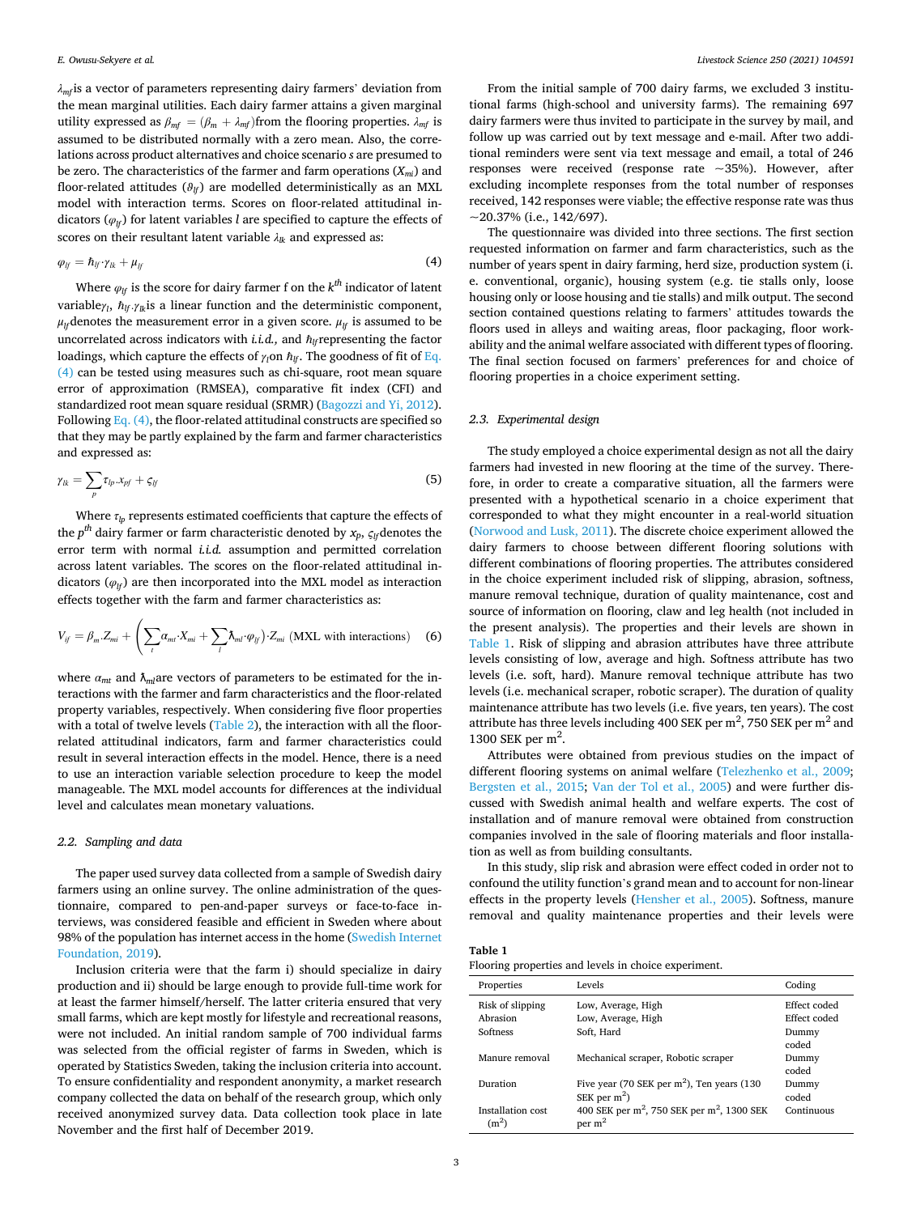$\lambda_{mf}$ is a vector of parameters representing dairy farmers' deviation from the mean marginal utilities. Each dairy farmer attains a given marginal utility expressed as $\beta_{mf} = (\beta_m + \lambda_{mf})$ from the flooring properties. $\lambda_{mf}$ is assumed to be distributed normally with a zero mean. Also, the correlations across product alternatives and choice scenario $s$ are presumed to be zero. The characteristics of the farmer and farm operations ($X_{mi}$) and floor-related attitudes ($\vartheta_{lf}$) are modelled deterministically as an MXL model with interaction terms. Scores on floor-related attitudinal indicators ($\varphi_{lf}$) for latent variables $l$ are specified to capture the effects of scores on their resultant latent variable $\lambda_{lk}$ and expressed as:

$$\varphi_{lf} = \hbar_{lf} \cdot \gamma_{lk} + \mu_{lf} \tag{4}$$

Where $\varphi_{lf}$ is the score for dairy farmer f on the $k^{th}$ indicator of latent variable $\gamma_l$, $\hbar_{lf} \cdot \gamma_{lk}$ is a linear function and the deterministic component, $\mu_{lf}$ denotes the measurement error in a given score. $\mu_{lf}$ is assumed to be uncorrelated across indicators with *i.i.d.,* and $\hbar_{lf}$ representing the factor loadings, which capture the effects of $\gamma_l$ on $\hbar_{lf}$. The goodness of fit of Eq. (4) can be tested using measures such as chi-square, root mean square error of approximation (RMSEA), comparative fit index (CFI) and standardized root mean square residual (SRMR) (Bagozzi and Yi, 2012). Following Eq. (4), the floor-related attitudinal constructs are specified so that they may be partly explained by the farm and farmer characteristics and expressed as:

$$\gamma_{lk} = \sum_{p} \tau_{lp} \cdot x_{pf} + \varsigma_{lf} \tag{5}$$

Where $\tau_{lp}$ represents estimated coefficients that capture the effects of the $p^{th}$ dairy farmer or farm characteristic denoted by $x_p$, $\varsigma_{lf}$ denotes the error term with normal *i.i.d.* assumption and permitted correlation across latent variables. The scores on the floor-related attitudinal indicators ($\varphi_{lf}$) are then incorporated into the MXL model as interaction effects together with the farm and farmer characteristics as:

$$V_{if} = \beta_m \cdot Z_{mi} + \left( \sum_{t} \alpha_{mt} \cdot X_{mi} + \sum_{l} \lambda_{ml} \cdot \varphi_{lf} \right) \cdot Z_{mi} \text{ (MXL with interactions)} \tag{6}$$

where $\alpha_{mt}$ and $\lambda_{ml}$ are vectors of parameters to be estimated for the interactions with the farmer and farm characteristics and the floor-related property variables, respectively. When considering five floor properties with a total of twelve levels (Table 2), the interaction with all the floor-related attitudinal indicators, farm and farmer characteristics could result in several interaction effects in the model. Hence, there is a need to use an interaction variable selection procedure to keep the model manageable. The MXL model accounts for differences at the individual level and calculates mean monetary valuations.

### 2.2. Sampling and data

The paper used survey data collected from a sample of Swedish dairy farmers using an online survey. The online administration of the questionnaire, compared to pen-and-paper surveys or face-to-face interviews, was considered feasible and efficient in Sweden where about 98% of the population has internet access in the home (Swedish Internet Foundation, 2019).

Inclusion criteria were that the farm i) should specialize in dairy production and ii) should be large enough to provide full-time work for at least the farmer himself/herself. The latter criteria ensured that very small farms, which are kept mostly for lifestyle and recreational reasons, were not included. An initial random sample of 700 individual farms was selected from the official register of farms in Sweden, which is operated by Statistics Sweden, taking the inclusion criteria into account. To ensure confidentiality and respondent anonymity, a market research company collected the data on behalf of the research group, which only received anonymized survey data. Data collection took place in late November and the first half of December 2019.

From the initial sample of 700 dairy farms, we excluded 3 institutional farms (high-school and university farms). The remaining 697 dairy farmers were thus invited to participate in the survey by mail, and follow up was carried out by text message and e-mail. After two additional reminders were sent via text message and email, a total of 246 responses were received (response rate ~35%). However, after excluding incomplete responses from the total number of responses received, 142 responses were viable; the effective response rate was thus ~20.37% (i.e., 142/697).

The questionnaire was divided into three sections. The first section requested information on farmer and farm characteristics, such as the number of years spent in dairy farming, herd size, production system (i. e. conventional, organic), housing system (e.g. tie stalls only, loose housing only or loose housing and tie stalls) and milk output. The second section contained questions relating to farmers' attitudes towards the floors used in alleys and waiting areas, floor packaging, floor workability and the animal welfare associated with different types of flooring. The final section focused on farmers' preferences for and choice of flooring properties in a choice experiment setting.

### 2.3. Experimental design

The study employed a choice experimental design as not all the dairy farmers had invested in new flooring at the time of the survey. Therefore, in order to create a comparative situation, all the farmers were presented with a hypothetical scenario in a choice experiment that corresponded to what they might encounter in a real-world situation (Norwood and Lusk, 2011). The discrete choice experiment allowed the dairy farmers to choose between different flooring solutions with different combinations of flooring properties. The attributes considered in the choice experiment included risk of slipping, abrasion, softness, manure removal technique, duration of quality maintenance, cost and source of information on flooring, claw and leg health (not included in the present analysis). The properties and their levels are shown in Table 1. Risk of slipping and abrasion attributes have three attribute levels consisting of low, average and high. Softness attribute has two levels (i.e. soft, hard). Manure removal technique attribute has two levels (i.e. mechanical scraper, robotic scraper). The duration of quality maintenance attribute has two levels (i.e. five years, ten years). The cost attribute has three levels including 400 SEK per m$^2$, 750 SEK per m$^2$ and 1300 SEK per m$^2$.

Attributes were obtained from previous studies on the impact of different flooring systems on animal welfare (Telezhenko et al., 2009; Bergsten et al., 2015; Van der Tol et al., 2005) and were further discussed with Swedish animal health and welfare experts. The cost of installation and of manure removal were obtained from construction companies involved in the sale of flooring materials and floor installation as well as from building consultants.

In this study, slip risk and abrasion were effect coded in order not to confound the utility function's grand mean and to account for non-linear effects in the property levels (Hensher et al., 2005). Softness, manure removal and quality maintenance properties and their levels were

**Table 1**
Flooring properties and levels in choice experiment.

| Properties | Levels | Coding |
|---|---|---|
| Risk of slipping | Low, Average, High | Effect coded |
| Abrasion | Low, Average, High | Effect coded |
| Softness | Soft, Hard | Dummy coded |
| Manure removal | Mechanical scraper, Robotic scraper | Dummy coded |
| Duration | Five year (70 SEK per m$^2$), Ten years (130 SEK per m$^2$) | Dummy coded |
| Installation cost (m$^2$) | 400 SEK per m$^2$, 750 SEK per m$^2$, 1300 SEK per m$^2$ | Continuous |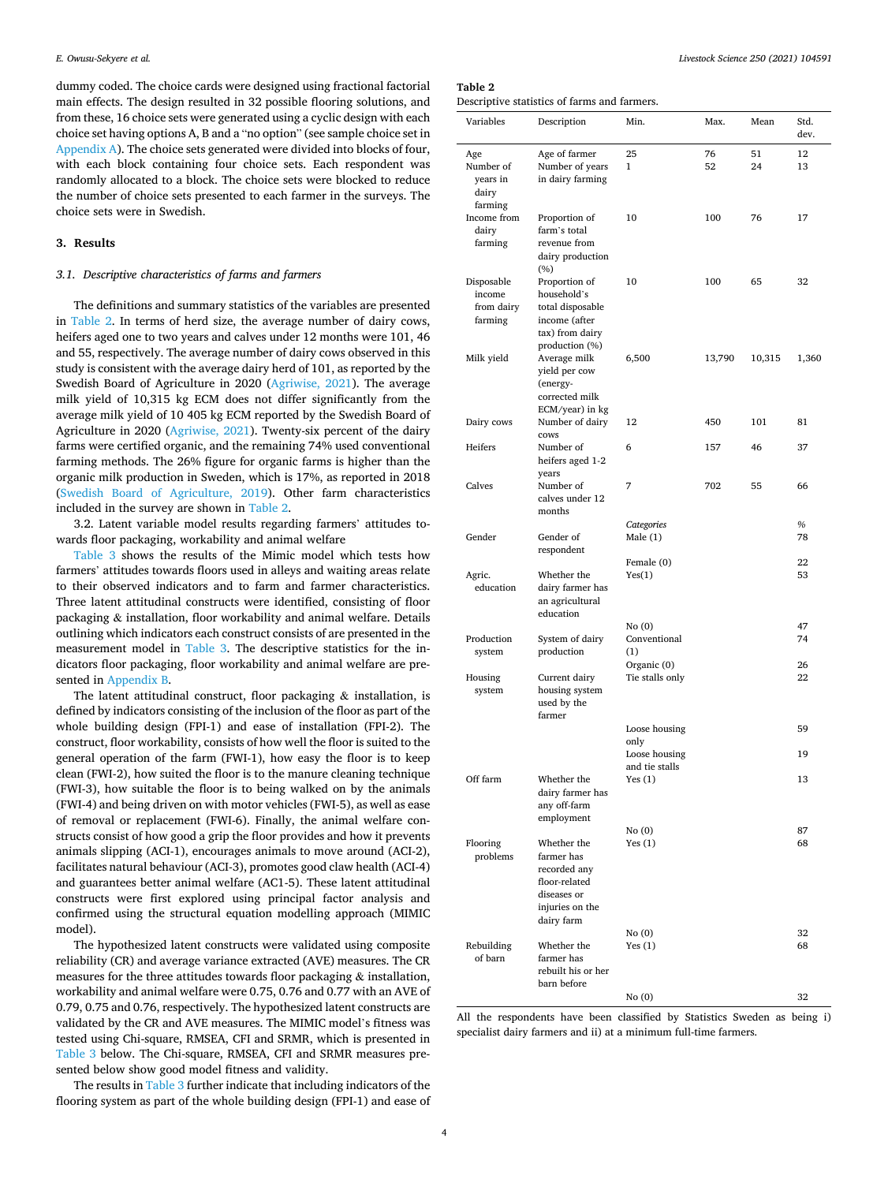dummy coded. The choice cards were designed using fractional factorial main effects. The design resulted in 32 possible flooring solutions, and from these, 16 choice sets were generated using a cyclic design with each choice set having options A, B and a "no option" (see sample choice set in Appendix A). The choice sets generated were divided into blocks of four, with each block containing four choice sets. Each respondent was randomly allocated to a block. The choice sets were blocked to reduce the number of choice sets presented to each farmer in the surveys. The choice sets were in Swedish.

## 3. Results

### 3.1. Descriptive characteristics of farms and farmers

The definitions and summary statistics of the variables are presented in Table 2. In terms of herd size, the average number of dairy cows, heifers aged one to two years and calves under 12 months were 101, 46 and 55, respectively. The average number of dairy cows observed in this study is consistent with the average dairy herd of 101, as reported by the Swedish Board of Agriculture in 2020 (Agriwise, 2021). The average milk yield of 10,315 kg ECM does not differ significantly from the average milk yield of 10 405 kg ECM reported by the Swedish Board of Agriculture in 2020 (Agriwise, 2021). Twenty-six percent of the dairy farms were certified organic, and the remaining 74% used conventional farming methods. The 26% figure for organic farms is higher than the organic milk production in Sweden, which is 17%, as reported in 2018 (Swedish Board of Agriculture, 2019). Other farm characteristics included in the survey are shown in Table 2.

3.2. Latent variable model results regarding farmers' attitudes towards floor packaging, workability and animal welfare

Table 3 shows the results of the Mimic model which tests how farmers' attitudes towards floors used in alleys and waiting areas relate to their observed indicators and to farm and farmer characteristics. Three latent attitudinal constructs were identified, consisting of floor packaging & installation, floor workability and animal welfare. Details outlining which indicators each construct consists of are presented in the measurement model in Table 3. The descriptive statistics for the indicators floor packaging, floor workability and animal welfare are presented in Appendix B.

The latent attitudinal construct, floor packaging & installation, is defined by indicators consisting of the inclusion of the floor as part of the whole building design (FPI-1) and ease of installation (FPI-2). The construct, floor workability, consists of how well the floor is suited to the general operation of the farm (FWI-1), how easy the floor is to keep clean (FWI-2), how suited the floor is to the manure cleaning technique (FWI-3), how suitable the floor is to being walked on by the animals (FWI-4) and being driven on with motor vehicles (FWI-5), as well as ease of removal or replacement (FWI-6). Finally, the animal welfare constructs consist of how good a grip the floor provides and how it prevents animals slipping (ACI-1), encourages animals to move around (ACI-2), facilitates natural behaviour (ACI-3), promotes good claw health (ACI-4) and guarantees better animal welfare (AC1-5). These latent attitudinal constructs were first explored using principal factor analysis and confirmed using the structural equation modelling approach (MIMIC model).

The hypothesized latent constructs were validated using composite reliability (CR) and average variance extracted (AVE) measures. The CR measures for the three attitudes towards floor packaging & installation, workability and animal welfare were 0.75, 0.76 and 0.77 with an AVE of 0.79, 0.75 and 0.76, respectively. The hypothesized latent constructs are validated by the CR and AVE measures. The MIMIC model's fitness was tested using Chi-square, RMSEA, CFI and SRMR, which is presented in Table 3 below. The Chi-square, RMSEA, CFI and SRMR measures presented below show good model fitness and validity.

The results in Table 3 further indicate that including indicators of the flooring system as part of the whole building design (FPI-1) and ease of

**Table 2**
Descriptive statistics of farms and farmers.

| Variables | Description | Min. | Max. | Mean | Std. dev. |
|---|---|---|---|---|---|
| Age | Age of farmer | 25 | 76 | 51 | 12 |
| Number of years in dairy farming | Number of years in dairy farming | 1 | 52 | 24 | 13 |
| Income from dairy farming | Proportion of farm's total revenue from dairy production (%) | 10 | 100 | 76 | 17 |
| Disposable income from dairy farming | Proportion of household's total disposable income (after tax) from dairy production (%) | 10 | 100 | 65 | 32 |
| Milk yield | Average milk yield per cow (energy-corrected milk ECM/year) in kg | 6,500 | 13,790 | 10,315 | 1,360 |
| Dairy cows | Number of dairy cows | 12 | 450 | 101 | 81 |
| Heifers | Number of heifers aged 1-2 years | 6 | 157 | 46 | 37 |
| Calves | Number of calves under 12 months | 7 | 702 | 55 | 66 |
| | | *Categories* | | | % |
| Gender | Gender of respondent | Male (1) | | | 78 |
| | | Female (0) | | | 22 |
| Agric. education | Whether the dairy farmer has an agricultural education | Yes(1) | | | 53 |
| | | No (0) | | | 47 |
| Production system | System of dairy production | Conventional (1) | | | 74 |
| | | Organic (0) | | | 26 |
| Housing system | Current dairy housing system used by the farmer | Tie stalls only | | | 22 |
| | | Loose housing only | | | 59 |
| | | Loose housing and tie stalls | | | 19 |
| Off farm | Whether the dairy farmer has any off-farm employment | Yes (1) | | | 13 |
| | | No (0) | | | 87 |
| Flooring problems | Whether the farmer has recorded any floor-related diseases or injuries on the dairy farm | Yes (1) | | | 68 |
| | | No (0) | | | 32 |
| Rebuilding of barn | Whether the farmer has rebuilt his or her barn before | Yes (1) | | | 68 |
| | | No (0) | | | 32 |

All the respondents have been classified by Statistics Sweden as being i) specialist dairy farmers and ii) at a minimum full-time farmers.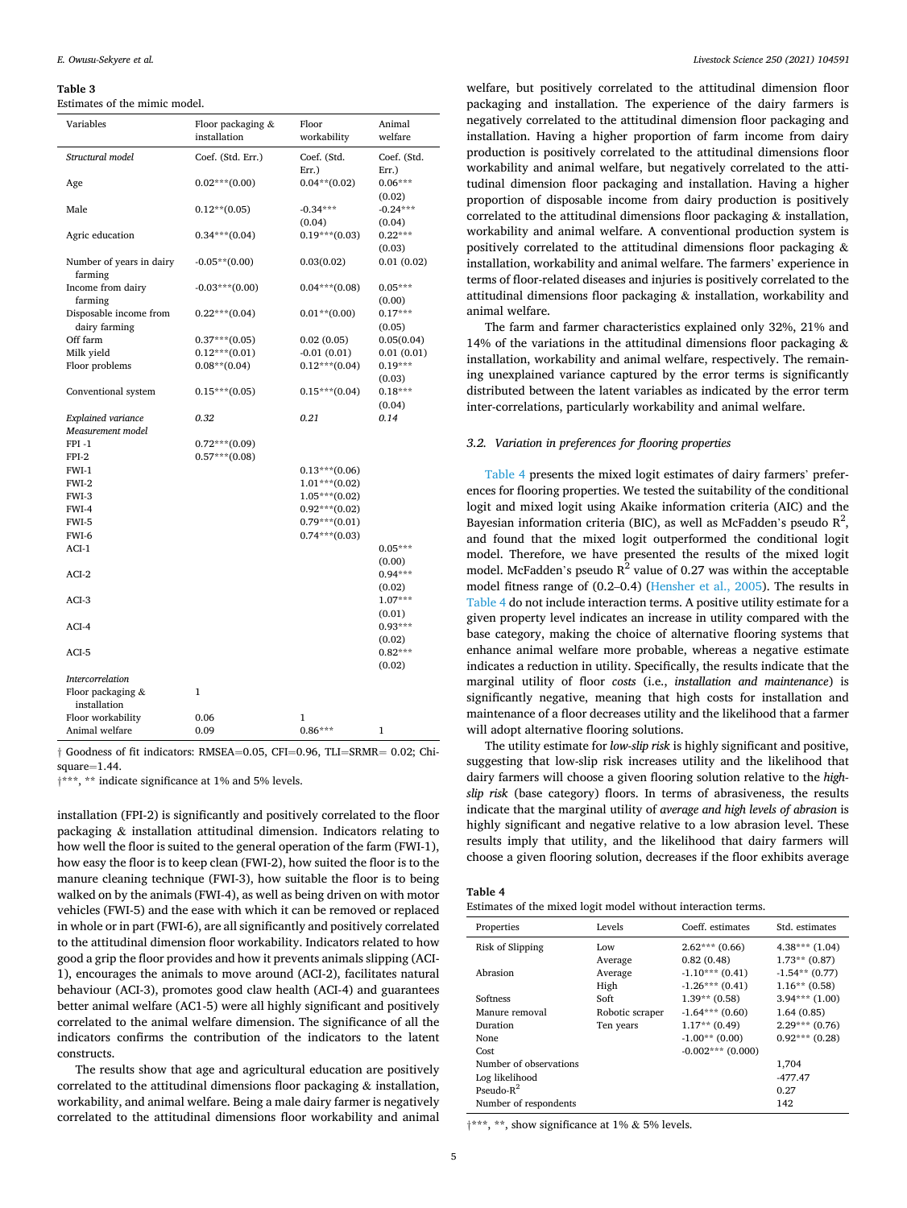**Table 3**
Estimates of the mimic model.

| Variables | Floor packaging & installation | Floor workability | Animal welfare |
|---|---|---|---|
| *Structural model* | Coef. (Std. Err.) | Coef. (Std. Err.) | Coef. (Std. Err.) |
| Age | 0.02***(0.00) | 0.04**(0.02) | 0.06*** (0.02) |
| Male | 0.12**(0.05) | -0.34*** (0.04) | -0.24*** (0.04) |
| Agric education | 0.34***(0.04) | 0.19***(0.03) | 0.22*** (0.03) |
| Number of years in dairy farming | -0.05**(0.00) | 0.03(0.02) | 0.01 (0.02) |
| Income from dairy farming | -0.03***(0.00) | 0.04***(0.08) | 0.05*** (0.00) |
| Disposable income from dairy farming | 0.22***(0.04) | 0.01**(0.00) | 0.17*** (0.05) |
| Off farm | 0.37***(0.05) | 0.02 (0.05) | 0.05(0.04) |
| Milk yield | 0.12***(0.01) | -0.01 (0.01) | 0.01 (0.01) |
| Floor problems | 0.08**(0.04) | 0.12***(0.04) | 0.19*** (0.03) |
| Conventional system | 0.15***(0.05) | 0.15***(0.04) | 0.18*** (0.04) |
| *Explained variance* | *0.32* | *0.21* | *0.14* |
| *Measurement model* | | | |
| FPI -1 | 0.72***(0.09) | | |
| FPI-2 | 0.57***(0.08) | | |
| FWI-1 | | 0.13***(0.06) | |
| FWI-2 | | 1.01***(0.02) | |
| FWI-3 | | 1.05***(0.02) | |
| FWI-4 | | 0.92***(0.02) | |
| FWI-5 | | 0.79***(0.01) | |
| FWI-6 | | 0.74***(0.03) | |
| ACI-1 | | | 0.05*** (0.00) |
| ACI-2 | | | 0.94*** (0.02) |
| ACI-3 | | | 1.07*** (0.01) |
| ACI-4 | | | 0.93*** (0.02) |
| ACI-5 | | | 0.82*** (0.02) |
| *Intercorrelation* | | | |
| Floor packaging & installation | 1 | | |
| Floor workability | 0.06 | 1 | |
| Animal welfare | 0.09 | 0.86*** | 1 |

† Goodness of fit indicators: RMSEA=0.05, CFI=0.96, TLI=SRMR= 0.02; Chi-square=1.44.

†***, ** indicate significance at 1% and 5% levels.

installation (FPI-2) is significantly and positively correlated to the floor packaging & installation attitudinal dimension. Indicators relating to how well the floor is suited to the general operation of the farm (FWI-1), how easy the floor is to keep clean (FWI-2), how suited the floor is to the manure cleaning technique (FWI-3), how suitable the floor is to being walked on by the animals (FWI-4), as well as being driven on with motor vehicles (FWI-5) and the ease with which it can be removed or replaced in whole or in part (FWI-6), are all significantly and positively correlated to the attitudinal dimension floor workability. Indicators related to how good a grip the floor provides and how it prevents animals slipping (ACI-1), encourages the animals to move around (ACI-2), facilitates natural behaviour (ACI-3), promotes good claw health (ACI-4) and guarantees better animal welfare (AC1-5) were all highly significant and positively correlated to the animal welfare dimension. The significance of all the indicators confirms the contribution of the indicators to the latent constructs.

The results show that age and agricultural education are positively correlated to the attitudinal dimensions floor packaging & installation, workability, and animal welfare. Being a male dairy farmer is negatively correlated to the attitudinal dimensions floor workability and animal welfare, but positively correlated to the attitudinal dimension floor packaging and installation. The experience of the dairy farmers is negatively correlated to the attitudinal dimension floor packaging and installation. Having a higher proportion of farm income from dairy production is positively correlated to the attitudinal dimensions floor workability and animal welfare, but negatively correlated to the attitudinal dimension floor packaging and installation. Having a higher proportion of disposable income from dairy production is positively correlated to the attitudinal dimensions floor packaging & installation, workability and animal welfare. A conventional production system is positively correlated to the attitudinal dimensions floor packaging & installation, workability and animal welfare. The farmers' experience in terms of floor-related diseases and injuries is positively correlated to the attitudinal dimensions floor packaging & installation, workability and animal welfare.

The farm and farmer characteristics explained only 32%, 21% and 14% of the variations in the attitudinal dimensions floor packaging & installation, workability and animal welfare, respectively. The remaining unexplained variance captured by the error terms is significantly distributed between the latent variables as indicated by the error term inter-correlations, particularly workability and animal welfare.

### *3.2. Variation in preferences for flooring properties*

Table 4 presents the mixed logit estimates of dairy farmers' preferences for flooring properties. We tested the suitability of the conditional logit and mixed logit using Akaike information criteria (AIC) and the Bayesian information criteria (BIC), as well as McFadden's pseudo $R^2$, and found that the mixed logit outperformed the conditional logit model. Therefore, we have presented the results of the mixed logit model. McFadden's pseudo $R^2$ value of 0.27 was within the acceptable model fitness range of (0.2–0.4) (Hensher et al., 2005). The results in Table 4 do not include interaction terms. A positive utility estimate for a given property level indicates an increase in utility compared with the base category, making the choice of alternative flooring systems that enhance animal welfare more probable, whereas a negative estimate indicates a reduction in utility. Specifically, the results indicate that the marginal utility of floor *costs* (i.e., *installation and maintenance*) is significantly negative, meaning that high costs for installation and maintenance of a floor decreases utility and the likelihood that a farmer will adopt alternative flooring solutions.

The utility estimate for *low-slip risk* is highly significant and positive, suggesting that low-slip risk increases utility and the likelihood that dairy farmers will choose a given flooring solution relative to the *high-slip risk* (base category) floors. In terms of abrasiveness, the results indicate that the marginal utility of *average and high levels of abrasion* is highly significant and negative relative to a low abrasion level. These results imply that utility, and the likelihood that dairy farmers will choose a given flooring solution, decreases if the floor exhibits average

**Table 4**
Estimates of the mixed logit model without interaction terms.

| Properties | Levels | Coeff. estimates | Std. estimates |
|---|---|---|---|
| Risk of Slipping | Low | 2.62*** (0.66) | 4.38*** (1.04) |
| | Average | 0.82 (0.48) | 1.73** (0.87) |
| Abrasion | Average | -1.10*** (0.41) | -1.54** (0.77) |
| | High | -1.26*** (0.41) | 1.16** (0.58) |
| Softness | Soft | 1.39** (0.58) | 3.94*** (1.00) |
| Manure removal | Robotic scraper | -1.64*** (0.60) | 1.64 (0.85) |
| Duration | Ten years | 1.17** (0.49) | 2.29*** (0.76) |
| None | | -1.00** (0.00) | 0.92*** (0.28) |
| Cost | | -0.002*** (0.000) | |
| Number of observations | | | 1,704 |
| Log likelihood | | | -477.47 |
| Pseudo-$R^2$ | | | 0.27 |
| Number of respondents | | | 142 |

†***, **, show significance at 1% & 5% levels.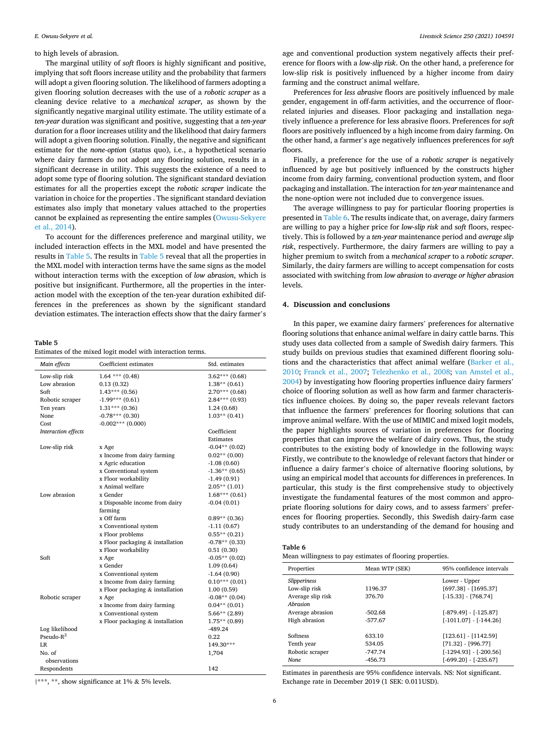to high levels of abrasion.

The marginal utility of *soft* floors is highly significant and positive, implying that soft floors increase utility and the probability that farmers will adopt a given flooring solution. The likelihood of farmers adopting a given flooring solution decreases with the use of a *robotic scraper* as a cleaning device relative to a *mechanical scraper*, as shown by the significantly negative marginal utility estimate. The utility estimate of a *ten-year* duration was significant and positive, suggesting that a *ten-year* duration for a floor increases utility and the likelihood that dairy farmers will adopt a given flooring solution. Finally, the negative and significant estimate for the *none-option* (status quo), i.e., a hypothetical scenario where dairy farmers do not adopt any flooring solution, results in a significant decrease in utility. This suggests the existence of a need to adopt some type of flooring solution. The significant standard deviation estimates for all the properties except the *robotic scraper* indicate the variation in choice for the properties . The significant standard deviation estimates also imply that monetary values attached to the properties cannot be explained as representing the entire samples (Owusu-Sekyere et al., 2014).

To account for the differences preference and marginal utility, we included interaction effects in the MXL model and have presented the results in Table 5. The results in Table 5 reveal that all the properties in the MXL model with interaction terms have the same signs as the model without interaction terms with the exception of *low abrasion*, which is positive but insignificant. Furthermore, all the properties in the interaction model with the exception of the ten-year duration exhibited differences in the preferences as shown by the significant standard deviation estimates. The interaction effects show that the dairy farmer's age and conventional production system negatively affects their preference for floors with a *low-slip risk*. On the other hand, a preference for low-slip risk is positively influenced by a higher income from dairy farming and the construct animal welfare.

Preferences for *less abrasive* floors are positively influenced by male gender, engagement in off-farm activities, and the occurrence of floor-related injuries and diseases. Floor packaging and installation negatively influence a preference for less abrasive floors. Preferences for *soft* floors are positively influenced by a high income from dairy farming. On the other hand, a farmer's age negatively influences preferences for *soft* floors.

Finally, a preference for the use of a *robotic scraper* is negatively influenced by age but positively influenced by the constructs higher income from dairy farming, conventional production system, and floor packaging and installation. The interaction for *ten-year* maintenance and the none-option were not included due to convergence issues.

The average willingness to pay for particular flooring properties is presented in Table 6. The results indicate that, on average, dairy farmers are willing to pay a higher price for *low-slip risk* and *soft* floors, respectively. This is followed by a *ten-year* maintenance period and *average slip risk*, respectively. Furthermore, the dairy farmers are willing to pay a higher premium to switch from a *mechanical scraper* to a *robotic scraper*. Similarly, the dairy farmers are willing to accept compensation for costs associated with switching from *low abrasion* to *average or higher abrasion* levels.

**Table 5**
Estimates of the mixed logit model with interaction terms.

| *Main effects* | Coefficient estimates | Std. estimates |
|---|---|---|
| Low-slip risk | 1.64 *** (0.48) | 3.62*** (0.68) |
| Low abrasion | 0.13 (0.32) | 1.38** (0.61) |
| Soft | 1.43*** (0.56) | 2.70*** (0.68) |
| Robotic scraper | -1.99*** (0.61) | 2.84*** (0.93) |
| Ten years | 1.31*** (0.36) | 1.24 (0.68) |
| None | -0.78*** (0.30) | 1.03** (0.41) |
| Cost | -0.002*** (0.000) | |
| *Interaction effects* | | Coefficient Estimates |
| Low-slip risk | x Age | -0.04** (0.02) |
| | x Income from dairy farming | 0.02** (0.00) |
| | x Agric education | -1.08 (0.60) |
| | x Conventional system | -1.36** (0.65) |
| | x Floor workability | -1.49 (0.91) |
| | x Animal welfare | 2.05** (1.01) |
| Low abrasion | x Gender | 1.68*** (0.61) |
| | x Disposable income from dairy farming | -0.04 (0.01) |
| | x Off farm | 0.89** (0.36) |
| | x Conventional system | -1.11 (0.67) |
| | x Floor problems | 0.55** (0.21) |
| | x Floor packaging & installation | -0.78** (0.33) |
| | x Floor workability | 0.51 (0.30) |
| Soft | x Age | -0.05** (0.02) |
| | x Gender | 1.09 (0.64) |
| | x Conventional system | -1.64 (0.90) |
| | x Income from dairy farming | 0.10*** (0.01) |
| | x Floor packaging & installation | 1.00 (0.59) |
| Robotic scraper | x Age | -0.08** (0.04) |
| | x Income from dairy farming | 0.04** (0.01) |
| | x Conventional system | 5.66** (2.89) |
| | x Floor packaging & installation | 1.75** (0.89) |
| Log likelihood | | -489.24 |
| Pseudo-$R^2$ | | 0.22 |
| LR | | 149.30*** |
| No. of observations | | 1,704 |
| Respondents | | 142 |

†***, **, show significance at 1% & 5% levels.

## 4. Discussion and conclusions

In this paper, we examine dairy farmers' preferences for alternative flooring solutions that enhance animal welfare in dairy cattle barns. This study uses data collected from a sample of Swedish dairy farmers. This study builds on previous studies that examined different flooring solutions and the characteristics that affect animal welfare (Barker et al., 2010; Franck et al., 2007; Telezhenko et al., 2008; van Amstel et al., 2004) by investigating how flooring properties influence dairy farmers' choice of flooring solution as well as how farm and farmer characteristics influence choices. By doing so, the paper reveals relevant factors that influence the farmers' preferences for flooring solutions that can improve animal welfare. With the use of MIMIC and mixed logit models, the paper highlights sources of variation in preferences for flooring properties that can improve the welfare of dairy cows. Thus, the study contributes to the existing body of knowledge in the following ways: Firstly, we contribute to the knowledge of relevant factors that hinder or influence a dairy farmer's choice of alternative flooring solutions, by using an empirical model that accounts for differences in preferences. In particular, this study is the first comprehensive study to objectively investigate the fundamental features of the most common and appropriate flooring solutions for dairy cows, and to assess farmers' preferences for flooring properties. Secondly, this Swedish dairy-farm case study contributes to an understanding of the demand for housing and

**Table 6**
Mean willingness to pay estimates of flooring properties.

| Properties | Mean WTP (SEK) | 95% confidence intervals |
|---|---|---|
| *Slipperiness* | | Lower - Upper |
| Low-slip risk | 1196.37 | [697.38] - [1695.37] |
| Average slip risk | 376.70 | [-15.33] - [768.74] |
| *Abrasion* | | |
| Average abrasion | -502.68 | [-879.49] - [-125.87] |
| High abrasion | -577.67 | [-1011.07] - [-144.26] |
| | | |
| Softness | 633.10 | [123.61] - [1142.59] |
| Tenth year | 534.05 | [71.32] - [996.77] |
| Robotic scraper | -747.74 | [-1294.93] - [-200.56] |
| *None* | -456.73 | [-699.20] - [-235.67] |

Estimates in parenthesis are 95% confidence intervals. NS: Not significant. Exchange rate in December 2019 (1 SEK: 0.011USD).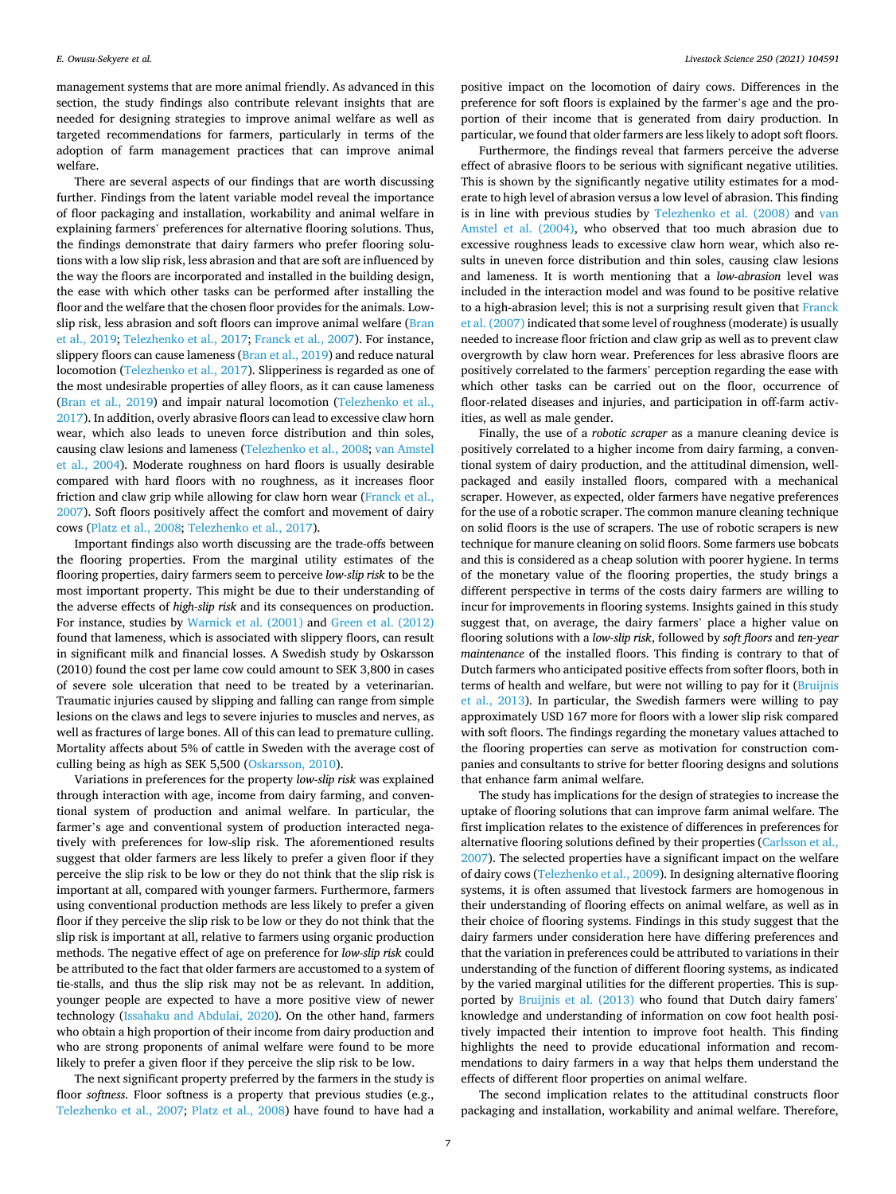management systems that are more animal friendly. As advanced in this section, the study findings also contribute relevant insights that are needed for designing strategies to improve animal welfare as well as targeted recommendations for farmers, particularly in terms of the adoption of farm management practices that can improve animal welfare.

There are several aspects of our findings that are worth discussing further. Findings from the latent variable model reveal the importance of floor packaging and installation, workability and animal welfare in explaining farmers' preferences for alternative flooring solutions. Thus, the findings demonstrate that dairy farmers who prefer flooring solutions with a low slip risk, less abrasion and that are soft are influenced by the way the floors are incorporated and installed in the building design, the ease with which other tasks can be performed after installing the floor and the welfare that the chosen floor provides for the animals. Low-slip risk, less abrasion and soft floors can improve animal welfare (Bran et al., 2019; Telezhenko et al., 2017; Franck et al., 2007). For instance, slippery floors can cause lameness (Bran et al., 2019) and reduce natural locomotion (Telezhenko et al., 2017). Slipperiness is regarded as one of the most undesirable properties of alley floors, as it can cause lameness (Bran et al., 2019) and impair natural locomotion (Telezhenko et al., 2017). In addition, overly abrasive floors can lead to excessive claw horn wear, which also leads to uneven force distribution and thin soles, causing claw lesions and lameness (Telezhenko et al., 2008; van Amstel et al., 2004). Moderate roughness on hard floors is usually desirable compared with hard floors with no roughness, as it increases floor friction and claw grip while allowing for claw horn wear (Franck et al., 2007). Soft floors positively affect the comfort and movement of dairy cows (Platz et al., 2008; Telezhenko et al., 2017).

Important findings also worth discussing are the trade-offs between the flooring properties. From the marginal utility estimates of the flooring properties, dairy farmers seem to perceive *low-slip risk* to be the most important property. This might be due to their understanding of the adverse effects of *high-slip risk* and its consequences on production. For instance, studies by Warnick et al. (2001) and Green et al. (2012) found that lameness, which is associated with slippery floors, can result in significant milk and financial losses. A Swedish study by Oskarsson (2010) found the cost per lame cow could amount to SEK 3,800 in cases of severe sole ulceration that need to be treated by a veterinarian. Traumatic injuries caused by slipping and falling can range from simple lesions on the claws and legs to severe injuries to muscles and nerves, as well as fractures of large bones. All of this can lead to premature culling. Mortality affects about 5% of cattle in Sweden with the average cost of culling being as high as SEK 5,500 (Oskarsson, 2010).

Variations in preferences for the property *low-slip risk* was explained through interaction with age, income from dairy farming, and conventional system of production and animal welfare. In particular, the farmer's age and conventional system of production interacted negatively with preferences for low-slip risk. The aforementioned results suggest that older farmers are less likely to prefer a given floor if they perceive the slip risk to be low or they do not think that the slip risk is important at all, compared with younger farmers. Furthermore, farmers using conventional production methods are less likely to prefer a given floor if they perceive the slip risk to be low or they do not think that the slip risk is important at all, relative to farmers using organic production methods. The negative effect of age on preference for *low-slip risk* could be attributed to the fact that older farmers are accustomed to a system of tie-stalls, and thus the slip risk may not be as relevant. In addition, younger people are expected to have a more positive view of newer technology (Issahaku and Abdulai, 2020). On the other hand, farmers who obtain a high proportion of their income from dairy production and who are strong proponents of animal welfare were found to be more likely to prefer a given floor if they perceive the slip risk to be low.

The next significant property preferred by the farmers in the study is floor *softness*. Floor softness is a property that previous studies (e.g., Telezhenko et al., 2007; Platz et al., 2008) have found to have had a positive impact on the locomotion of dairy cows. Differences in the preference for soft floors is explained by the farmer's age and the proportion of their income that is generated from dairy production. In particular, we found that older farmers are less likely to adopt soft floors.

Furthermore, the findings reveal that farmers perceive the adverse effect of abrasive floors to be serious with significant negative utilities. This is shown by the significantly negative utility estimates for a moderate to high level of abrasion versus a low level of abrasion. This finding is in line with previous studies by Telezhenko et al. (2008) and van Amstel et al. (2004), who observed that too much abrasion due to excessive roughness leads to excessive claw horn wear, which also results in uneven force distribution and thin soles, causing claw lesions and lameness. It is worth mentioning that a *low-abrasion* level was included in the interaction model and was found to be positive relative to a high-abrasion level; this is not a surprising result given that Franck et al. (2007) indicated that some level of roughness (moderate) is usually needed to increase floor friction and claw grip as well as to prevent claw overgrowth by claw horn wear. Preferences for less abrasive floors are positively correlated to the farmers' perception regarding the ease with which other tasks can be carried out on the floor, occurrence of floor-related diseases and injuries, and participation in off-farm activities, as well as male gender.

Finally, the use of a *robotic scraper* as a manure cleaning device is positively correlated to a higher income from dairy farming, a conventional system of dairy production, and the attitudinal dimension, well-packaged and easily installed floors, compared with a mechanical scraper. However, as expected, older farmers have negative preferences for the use of a robotic scraper. The common manure cleaning technique on solid floors is the use of scrapers. The use of robotic scrapers is new technique for manure cleaning on solid floors. Some farmers use bobcats and this is considered as a cheap solution with poorer hygiene. In terms of the monetary value of the flooring properties, the study brings a different perspective in terms of the costs dairy farmers are willing to incur for improvements in flooring systems. Insights gained in this study suggest that, on average, the dairy farmers' place a higher value on flooring solutions with a *low-slip risk*, followed by *soft floors* and *ten-year maintenance* of the installed floors. This finding is contrary to that of Dutch farmers who anticipated positive effects from softer floors, both in terms of health and welfare, but were not willing to pay for it (Bruijnis et al., 2013). In particular, the Swedish farmers were willing to pay approximately USD 167 more for floors with a lower slip risk compared with soft floors. The findings regarding the monetary values attached to the flooring properties can serve as motivation for construction companies and consultants to strive for better flooring designs and solutions that enhance farm animal welfare.

The study has implications for the design of strategies to increase the uptake of flooring solutions that can improve farm animal welfare. The first implication relates to the existence of differences in preferences for alternative flooring solutions defined by their properties (Carlsson et al., 2007). The selected properties have a significant impact on the welfare of dairy cows (Telezhenko et al., 2009). In designing alternative flooring systems, it is often assumed that livestock farmers are homogenous in their understanding of flooring effects on animal welfare, as well as in their choice of flooring systems. Findings in this study suggest that the dairy farmers under consideration here have differing preferences and that the variation in preferences could be attributed to variations in their understanding of the function of different flooring systems, as indicated by the varied marginal utilities for the different properties. This is supported by Bruijnis et al. (2013) who found that Dutch dairy famers' knowledge and understanding of information on cow foot health positively impacted their intention to improve foot health. This finding highlights the need to provide educational information and recommendations to dairy farmers in a way that helps them understand the effects of different floor properties on animal welfare.

The second implication relates to the attitudinal constructs floor packaging and installation, workability and animal welfare. Therefore,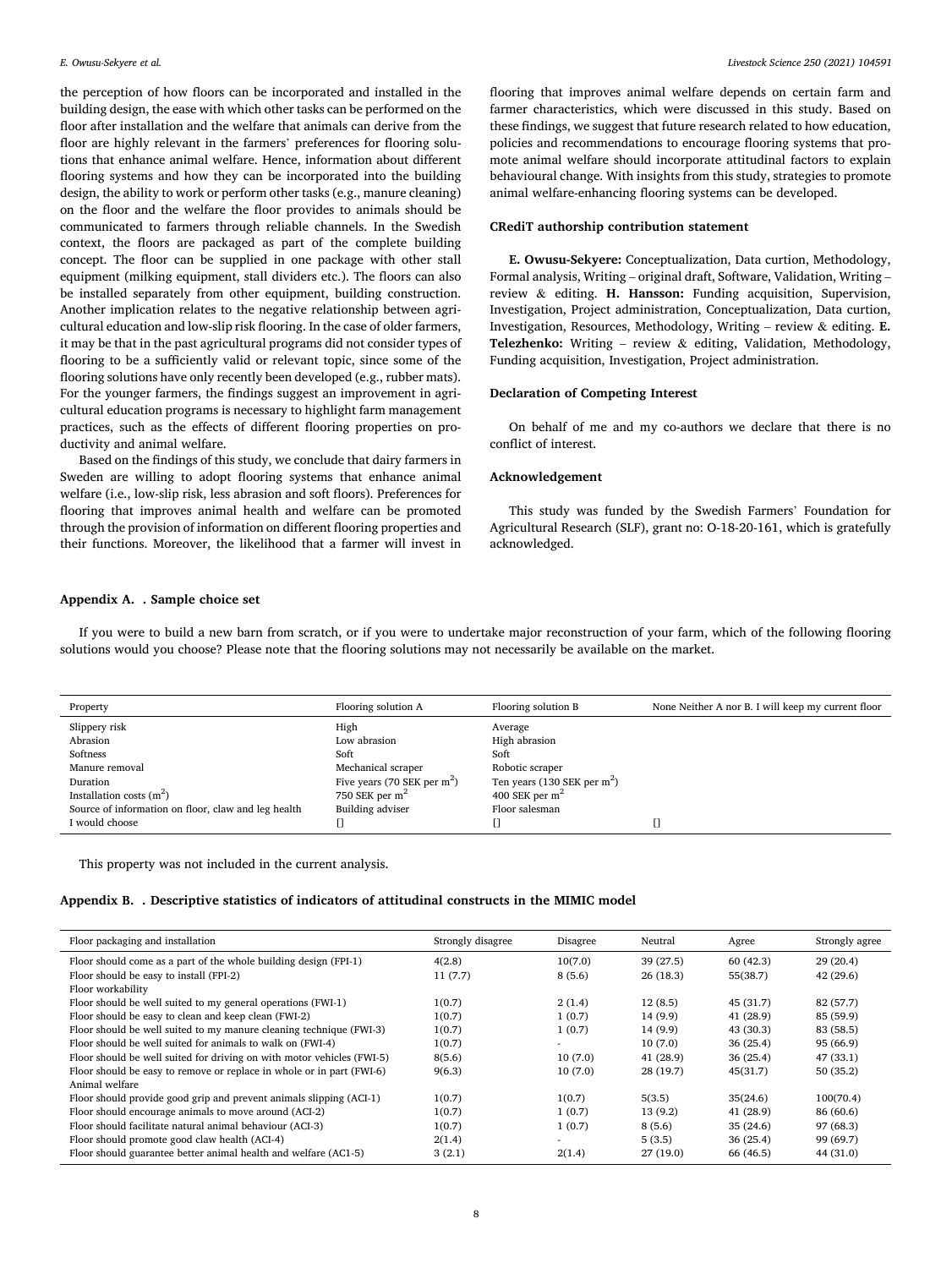the perception of how floors can be incorporated and installed in the building design, the ease with which other tasks can be performed on the floor after installation and the welfare that animals can derive from the floor are highly relevant in the farmers' preferences for flooring solutions that enhance animal welfare. Hence, information about different flooring systems and how they can be incorporated into the building design, the ability to work or perform other tasks (e.g., manure cleaning) on the floor and the welfare the floor provides to animals should be communicated to farmers through reliable channels. In the Swedish context, the floors are packaged as part of the complete building concept. The floor can be supplied in one package with other stall equipment (milking equipment, stall dividers etc.). The floors can also be installed separately from other equipment, building construction. Another implication relates to the negative relationship between agricultural education and low-slip risk flooring. In the case of older farmers, it may be that in the past agricultural programs did not consider types of flooring to be a sufficiently valid or relevant topic, since some of the flooring solutions have only recently been developed (e.g., rubber mats). For the younger farmers, the findings suggest an improvement in agricultural education programs is necessary to highlight farm management practices, such as the effects of different flooring properties on productivity and animal welfare.

Based on the findings of this study, we conclude that dairy farmers in Sweden are willing to adopt flooring systems that enhance animal welfare (i.e., low-slip risk, less abrasion and soft floors). Preferences for flooring that improves animal health and welfare can be promoted through the provision of information on different flooring properties and their functions. Moreover, the likelihood that a farmer will invest in flooring that improves animal welfare depends on certain farm and farmer characteristics, which were discussed in this study. Based on these findings, we suggest that future research related to how education, policies and recommendations to encourage flooring systems that promote animal welfare should incorporate attitudinal factors to explain behavioural change. With insights from this study, strategies to promote animal welfare-enhancing flooring systems can be developed.

### CRediT authorship contribution statement

**E. Owusu-Sekyere:** Conceptualization, Data curtion, Methodology, Formal analysis, Writing – original draft, Software, Validation, Writing – review & editing. **H. Hansson:** Funding acquisition, Supervision, Investigation, Project administration, Conceptualization, Data curtion, Investigation, Resources, Methodology, Writing – review & editing. **E. Telezhenko:** Writing – review & editing, Validation, Methodology, Funding acquisition, Investigation, Project administration.

### Declaration of Competing Interest

On behalf of me and my co-authors we declare that there is no conflict of interest.

### Acknowledgement

This study was funded by the Swedish Farmers' Foundation for Agricultural Research (SLF), grant no: O-18-20-161, which is gratefully acknowledged.

### Appendix A. . Sample choice set

If you were to build a new barn from scratch, or if you were to undertake major reconstruction of your farm, which of the following flooring solutions would you choose? Please note that the flooring solutions may not necessarily be available on the market.

| Property | Flooring solution A | Flooring solution B | None Neither A nor B. I will keep my current floor |
|---|---|---|---|
| Slippery risk | High | Average | |
| Abrasion | Low abrasion | High abrasion | |
| Softness | Soft | Soft | |
| Manure removal | Mechanical scraper | Robotic scraper | |
| Duration | Five years (70 SEK per m$^2$) | Ten years (130 SEK per m$^2$) | |
| Installation costs (m$^2$) | 750 SEK per m$^2$ | 400 SEK per m$^2$ | |
| Source of information on floor, claw and leg health | Building adviser | Floor salesman | |
| I would choose | [] | [] | [] |

This property was not included in the current analysis.

### Appendix B. . Descriptive statistics of indicators of attitudinal constructs in the MIMIC model

| Floor packaging and installation | Strongly disagree | Disagree | Neutral | Agree | Strongly agree |
|---|---|---|---|---|---|
| Floor should come as a part of the whole building design (FPI-1) | 4(2.8) | 10(7.0) | 39 (27.5) | 60 (42.3) | 29 (20.4) |
| Floor should be easy to install (FPI-2) | 11 (7.7) | 8 (5.6) | 26 (18.3) | 55(38.7) | 42 (29.6) |
| Floor workability | | | | | |
| Floor should be well suited to my general operations (FWI-1) | 1(0.7) | 2 (1.4) | 12 (8.5) | 45 (31.7) | 82 (57.7) |
| Floor should be easy to clean and keep clean (FWI-2) | 1(0.7) | 1 (0.7) | 14 (9.9) | 41 (28.9) | 85 (59.9) |
| Floor should be well suited to my manure cleaning technique (FWI-3) | 1(0.7) | 1 (0.7) | 14 (9.9) | 43 (30.3) | 83 (58.5) |
| Floor should be well suited for animals to walk on (FWI-4) | 1(0.7) | - | 10 (7.0) | 36 (25.4) | 95 (66.9) |
| Floor should be well suited for driving on with motor vehicles (FWI-5) | 8(5.6) | 10 (7.0) | 41 (28.9) | 36 (25.4) | 47 (33.1) |
| Floor should be easy to remove or replace in whole or in part (FWI-6) | 9(6.3) | 10 (7.0) | 28 (19.7) | 45(31.7) | 50 (35.2) |
| Animal welfare | | | | | |
| Floor should provide good grip and prevent animals slipping (ACI-1) | 1(0.7) | 1(0.7) | 5(3.5) | 35(24.6) | 100(70.4) |
| Floor should encourage animals to move around (ACI-2) | 1(0.7) | 1 (0.7) | 13 (9.2) | 41 (28.9) | 86 (60.6) |
| Floor should facilitate natural animal behaviour (ACI-3) | 1(0.7) | 1 (0.7) | 8 (5.6) | 35 (24.6) | 97 (68.3) |
| Floor should promote good claw health (ACI-4) | 2(1.4) | - | 5 (3.5) | 36 (25.4) | 99 (69.7) |
| Floor should guarantee better animal health and welfare (AC1-5) | 3 (2.1) | 2(1.4) | 27 (19.0) | 66 (46.5) | 44 (31.0) |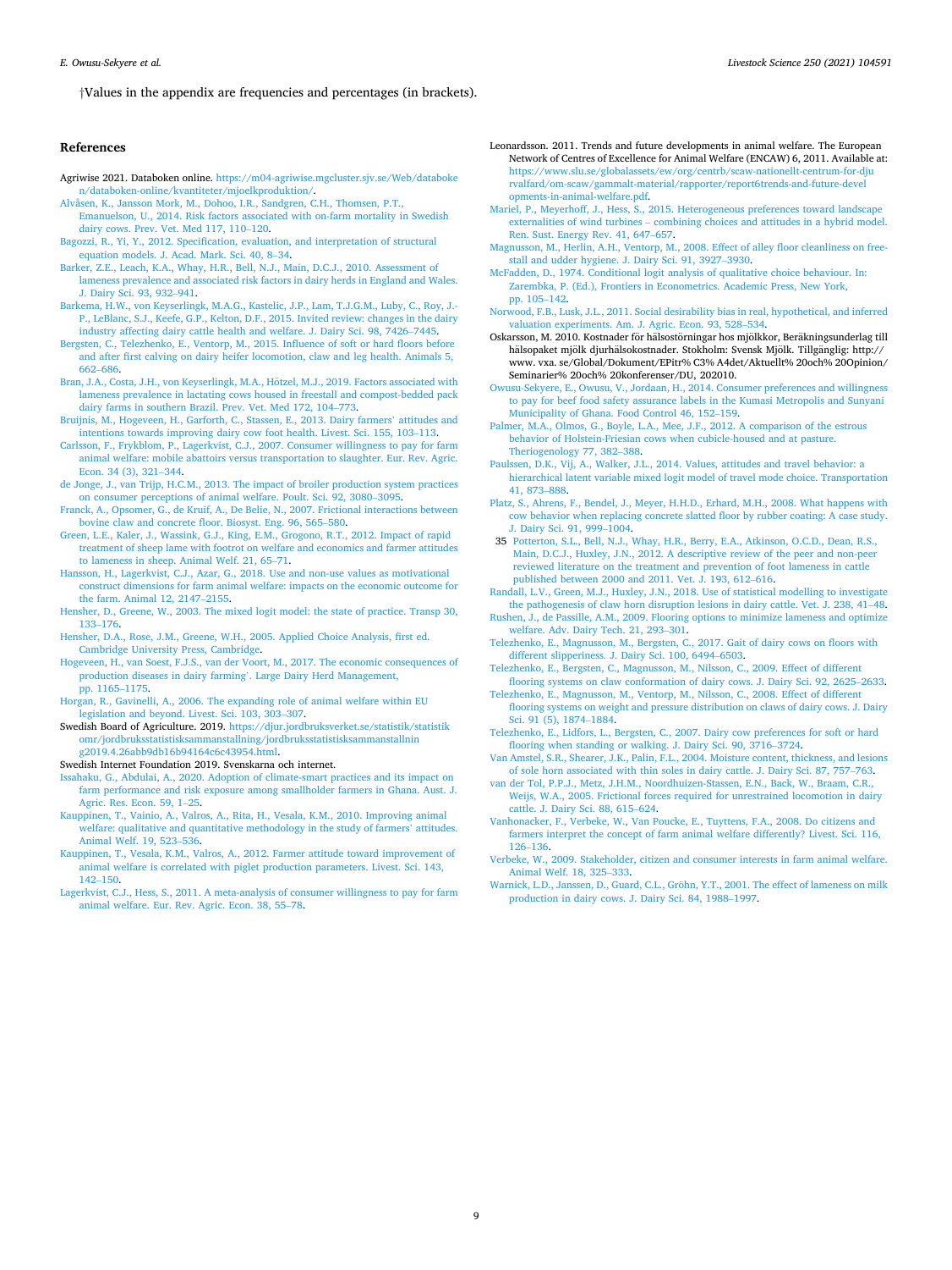†Values in the appendix are frequencies and percentages (in brackets).

## References

Agriwise 2021. Databoken online. https://m04-agriwise.mgcluster.sjv.se/Web/databoken/databoken-online/kvantiteter/mjoelkproduktion/.

Alvåsen, K., Jansson Mork, M., Dohoo, I.R., Sandgren, C.H., Thomsen, P.T., Emanuelson, U., 2014. Risk factors associated with on-farm mortality in Swedish dairy cows. Prev. Vet. Med 117, 110–120.

Bagozzi, R., Yi, Y., 2012. Specification, evaluation, and interpretation of structural equation models. J. Acad. Mark. Sci. 40, 8–34.

Barker, Z.E., Leach, K.A., Whay, H.R., Bell, N.J., Main, D.C.J., 2010. Assessment of lameness prevalence and associated risk factors in dairy herds in England and Wales. J. Dairy Sci. 93, 932–941.

Barkema, H.W., von Keyserlingk, M.A.G., Kastelic, J.P., Lam, T.J.G.M., Luby, C., Roy, J.-P., LeBlanc, S.J., Keefe, G.P., Kelton, D.F., 2015. Invited review: changes in the dairy industry affecting dairy cattle health and welfare. J. Dairy Sci. 98, 7426–7445.

Bergsten, C., Telezhenko, E., Ventorp, M., 2015. Influence of soft or hard floors before and after first calving on dairy heifer locomotion, claw and leg health. Animals 5, 662–686.

Bran, J.A., Costa, J.H., von Keyserlingk, M.A., Hötzel, M.J., 2019. Factors associated with lameness prevalence in lactating cows housed in freestall and compost-bedded pack dairy farms in southern Brazil. Prev. Vet. Med 172, 104–773.

Bruijnis, M., Hogeveen, H., Garforth, C., Stassen, E., 2013. Dairy farmers' attitudes and intentions towards improving dairy cow foot health. Livest. Sci. 155, 103–113.

Carlsson, F., Frykblom, P., Lagerkvist, C.J., 2007. Consumer willingness to pay for farm animal welfare: mobile abattoirs versus transportation to slaughter. Eur. Rev. Agric. Econ. 34 (3), 321–344.

de Jonge, J., van Trijp, H.C.M., 2013. The impact of broiler production system practices on consumer perceptions of animal welfare. Poult. Sci. 92, 3080–3095.

Franck, A., Opsomer, G., de Kruif, A., De Belie, N., 2007. Frictional interactions between bovine claw and concrete floor. Biosyst. Eng. 96, 565–580.

Green, L.E., Kaler, J., Wassink, G.J., King, E.M., Grogono, R.T., 2012. Impact of rapid treatment of sheep lame with footrot on welfare and economics and farmer attitudes to lameness in sheep. Animal Welf. 21, 65–71.

Hansson, H., Lagerkvist, C.J., Azar, G., 2018. Use and non-use values as motivational construct dimensions for farm animal welfare: impacts on the economic outcome for the farm. Animal 12, 2147–2155.

Hensher, D., Greene, W., 2003. The mixed logit model: the state of practice. Transp 30, 133–176.

Hensher, D.A., Rose, J.M., Greene, W.H., 2005. Applied Choice Analysis, first ed. Cambridge University Press, Cambridge.

Hogeveen, H., van Soest, F.J.S., van der Voort, M., 2017. The economic consequences of production diseases in dairy farming`. Large Dairy Herd Management, pp. 1165–1175.

Horgan, R., Gavinelli, A., 2006. The expanding role of animal welfare within EU legislation and beyond. Livest. Sci. 103, 303–307.

Swedish Board of Agriculture. 2019. https://djur.jordbruksverket.se/statistik/statistikomr/jordbruksstatistisksammanstallning/jordbruksstatistisksammanstallning2019.4.26abb9db16b94164c6c43954.html.

Swedish Internet Foundation 2019. Svenskarna och internet.

Issahaku, G., Abdulai, A., 2020. Adoption of climate-smart practices and its impact on farm performance and risk exposure among smallholder farmers in Ghana. Aust. J. Agric. Res. Econ. 59, 1–25.

Kauppinen, T., Vainio, A., Valros, A., Rita, H., Vesala, K.M., 2010. Improving animal welfare: qualitative and quantitative methodology in the study of farmers' attitudes. Animal Welf. 19, 523–536.

Kauppinen, T., Vesala, K.M., Valros, A., 2012. Farmer attitude toward improvement of animal welfare is correlated with piglet production parameters. Livest. Sci. 143, 142–150.

Lagerkvist, C.J., Hess, S., 2011. A meta-analysis of consumer willingness to pay for farm animal welfare. Eur. Rev. Agric. Econ. 38, 55–78.

Leonardsson. 2011. Trends and future developments in animal welfare. The European Network of Centres of Excellence for Animal Welfare (ENCAW) 6, 2011. Available at: https://www.slu.se/globalassets/ew/org/centrb/scaw-nationellt-centrum-for-djurvalfard/om-scaw/gammalt-material/rapporter/report6trends-and-future-developments-in-animal-welfare.pdf.

Mariel, P., Meyerhoff, J., Hess, S., 2015. Heterogeneous preferences toward landscape externalities of wind turbines – combining choices and attitudes in a hybrid model. Ren. Sust. Energy Rev. 41, 647–657.

Magnusson, M., Herlin, A.H., Ventorp, M., 2008. Effect of alley floor cleanliness on free-stall and udder hygiene. J. Dairy Sci. 91, 3927–3930.

McFadden, D., 1974. Conditional logit analysis of qualitative choice behaviour. In: Zarembka, P. (Ed.), Frontiers in Econometrics. Academic Press, New York, pp. 105–142.

Norwood, F.B., Lusk, J.L., 2011. Social desirability bias in real, hypothetical, and inferred valuation experiments. Am. J. Agric. Econ. 93, 528–534.

Oskarsson, M. 2010. Kostnader för hälsostörningar hos mjölkkor, Beräkningsunderlag till hälsopaket mjölk djurhälsokostnader. Stokholm: Svensk Mjölk. Tillgänglig: http://www.vxa.se/Global/Dokument/EPitr% C3% A4det/Aktuellt% 20och% 20Opinion/Seminarier% 20och% 20konferenser/DU, 202010.

Owusu-Sekyere, E., Owusu, V., Jordaan, H., 2014. Consumer preferences and willingness to pay for beef food safety assurance labels in the Kumasi Metropolis and Sunyani Municipality of Ghana. Food Control 46, 152–159.

Palmer, M.A., Olmos, G., Boyle, L.A., Mee, J.F., 2012. A comparison of the estrous behavior of Holstein-Friesian cows when cubicle-housed and at pasture. Theriogenology 77, 382–388.

Paulssen, D.K., Vij, A., Walker, J.L., 2014. Values, attitudes and travel behavior: a hierarchical latent variable mixed logit model of travel mode choice. Transportation 41, 873–888.

Platz, S., Ahrens, F., Bendel, J., Meyer, H.H.D., Erhard, M.H., 2008. What happens with cow behavior when replacing concrete slatted floor by rubber coating: A case study. J. Dairy Sci. 91, 999–1004.

35 Potterton, S.L., Bell, N.J., Whay, H.R., Berry, E.A., Atkinson, O.C.D., Dean, R.S., Main, D.C.J., Huxley, J.N., 2012. A descriptive review of the peer and non-peer reviewed literature on the treatment and prevention of foot lameness in cattle published between 2000 and 2011. Vet. J. 193, 612–616.

Randall, L.V., Green, M.J., Huxley, J.N., 2018. Use of statistical modelling to investigate the pathogenesis of claw horn disruption lesions in dairy cattle. Vet. J. 238, 41–48.

Rushen, J., de Passille, A.M., 2009. Flooring options to minimize lameness and optimize welfare. Adv. Dairy Tech. 21, 293–301.

Telezhenko, E., Magnusson, M., Bergsten, C., 2017. Gait of dairy cows on floors with different slipperiness. J. Dairy Sci. 100, 6494–6503.

Telezhenko, E., Bergsten, C., Magnusson, M., Nilsson, C., 2009. Effect of different flooring systems on claw conformation of dairy cows. J. Dairy Sci. 92, 2625–2633.

Telezhenko, E., Magnusson, M., Ventorp, M., Nilsson, C., 2008. Effect of different flooring systems on weight and pressure distribution on claws of dairy cows. J. Dairy Sci. 91 (5), 1874–1884.

Telezhenko, E., Lidfors, L., Bergsten, C., 2007. Dairy cow preferences for soft or hard flooring when standing or walking. J. Dairy Sci. 90, 3716–3724.

Van Amstel, S.R., Shearer, J.K., Palin, F.L., 2004. Moisture content, thickness, and lesions of sole horn associated with thin soles in dairy cattle. J. Dairy Sci. 87, 757–763.

van der Tol, P.P.J., Metz, J.H.M., Noordhuizen-Stassen, E.N., Back, W., Braam, C.R., Weijs, W.A., 2005. Frictional forces required for unrestrained locomotion in dairy cattle. J. Dairy Sci. 88, 615–624.

Vanhonacker, F., Verbeke, W., Van Poucke, E., Tuyttens, F.A., 2008. Do citizens and farmers interpret the concept of farm animal welfare differently? Livest. Sci. 116, 126–136.

Verbeke, W., 2009. Stakeholder, citizen and consumer interests in farm animal welfare. Animal Welf. 18, 325–333.

Warnick, L.D., Janssen, D., Guard, C.L., Gröhn, Y.T., 2001. The effect of lameness on milk production in dairy cows. J. Dairy Sci. 84, 1988–1997.